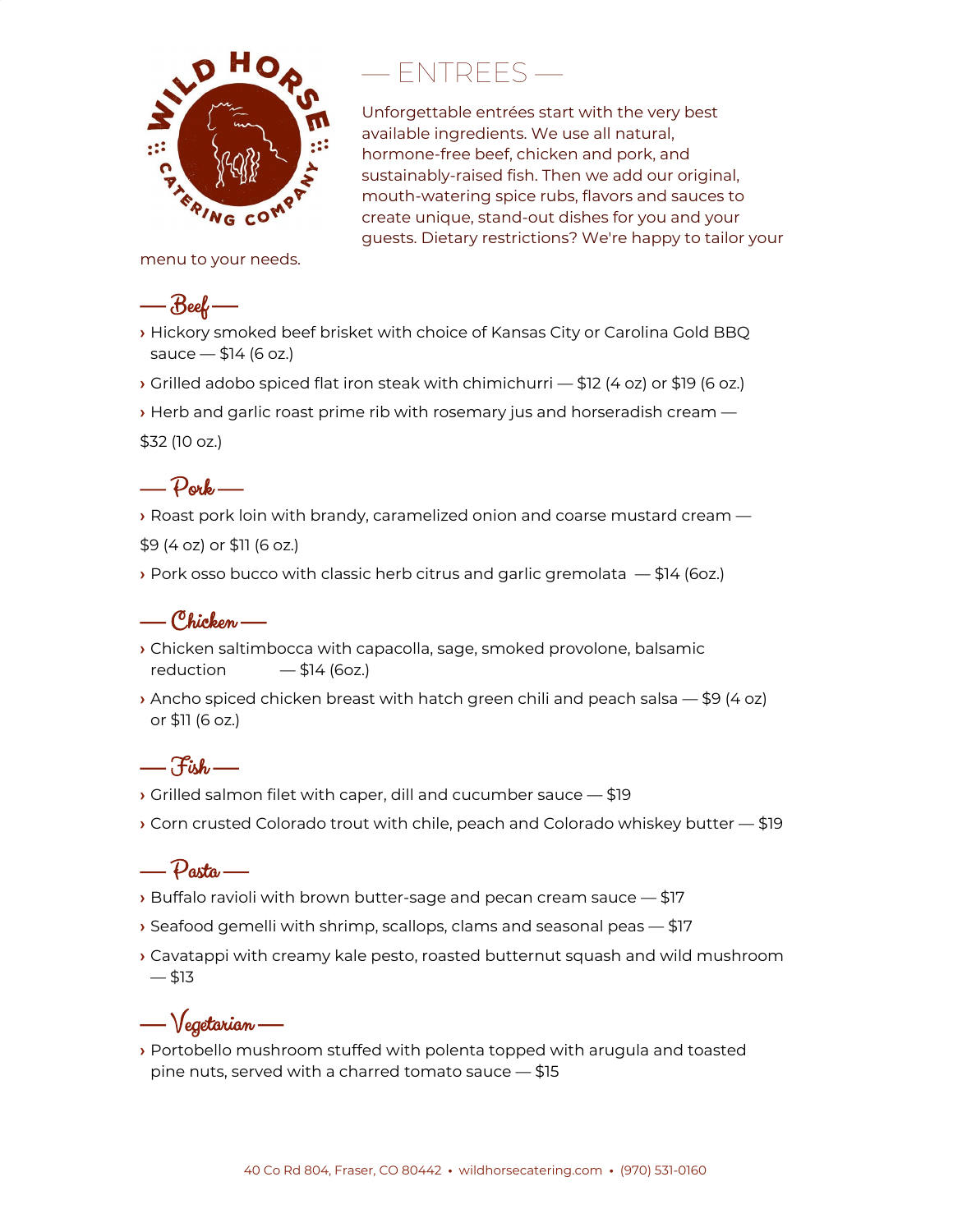# — ENTREES —

Unforgettable entrées start with the very best available ingredients. We use all natural, hormone-free beef, chicken and pork, and sustainably-raised fish. Then we add our original, mouth-watering spice rubs, flavors and sauces to create unique, stand-out dishes for you and your guests. Dietary restrictions? We're happy to tailor your menu to your needs.

## — Beef —

› Hickory smoked beef brisket with choice of Kansas City or Carolina Gold BBQ sauce — $14 (6 oz.)

› Grilled adobo spiced flat iron steak with chimichurri — $12 (4 oz) or $19 (6 oz.)

› Herb and garlic roast prime rib with rosemary jus and horseradish cream — $32 (10 oz.)

## — Pork —

› Roast pork loin with brandy, caramelized onion and coarse mustard cream — $9 (4 oz) or $11 (6 oz.)

› Pork osso bucco with classic herb citrus and garlic gremolata — $14 (6oz.)

## — Chicken —

› Chicken saltimbocca with capacolla, sage, smoked provolone, balsamic reduction — $14 (6oz.)

› Ancho spiced chicken breast with hatch green chili and peach salsa — $9 (4 oz) or $11 (6 oz.)

## — Fish —

› Grilled salmon filet with caper, dill and cucumber sauce — $19

› Corn crusted Colorado trout with chile, peach and Colorado whiskey butter — $19

## — Pasta —

› Buffalo ravioli with brown butter-sage and pecan cream sauce — $17

› Seafood gemelli with shrimp, scallops, clams and seasonal peas — $17

› Cavatappi with creamy kale pesto, roasted butternut squash and wild mushroom — $13

## — Vegetarian —

› Portobello mushroom stuffed with polenta topped with arugula and toasted pine nuts, served with a charred tomato sauce — $15

40 Co Rd 804, Fraser, CO 80442 • wildhorsecatering.com • (970) 531-0160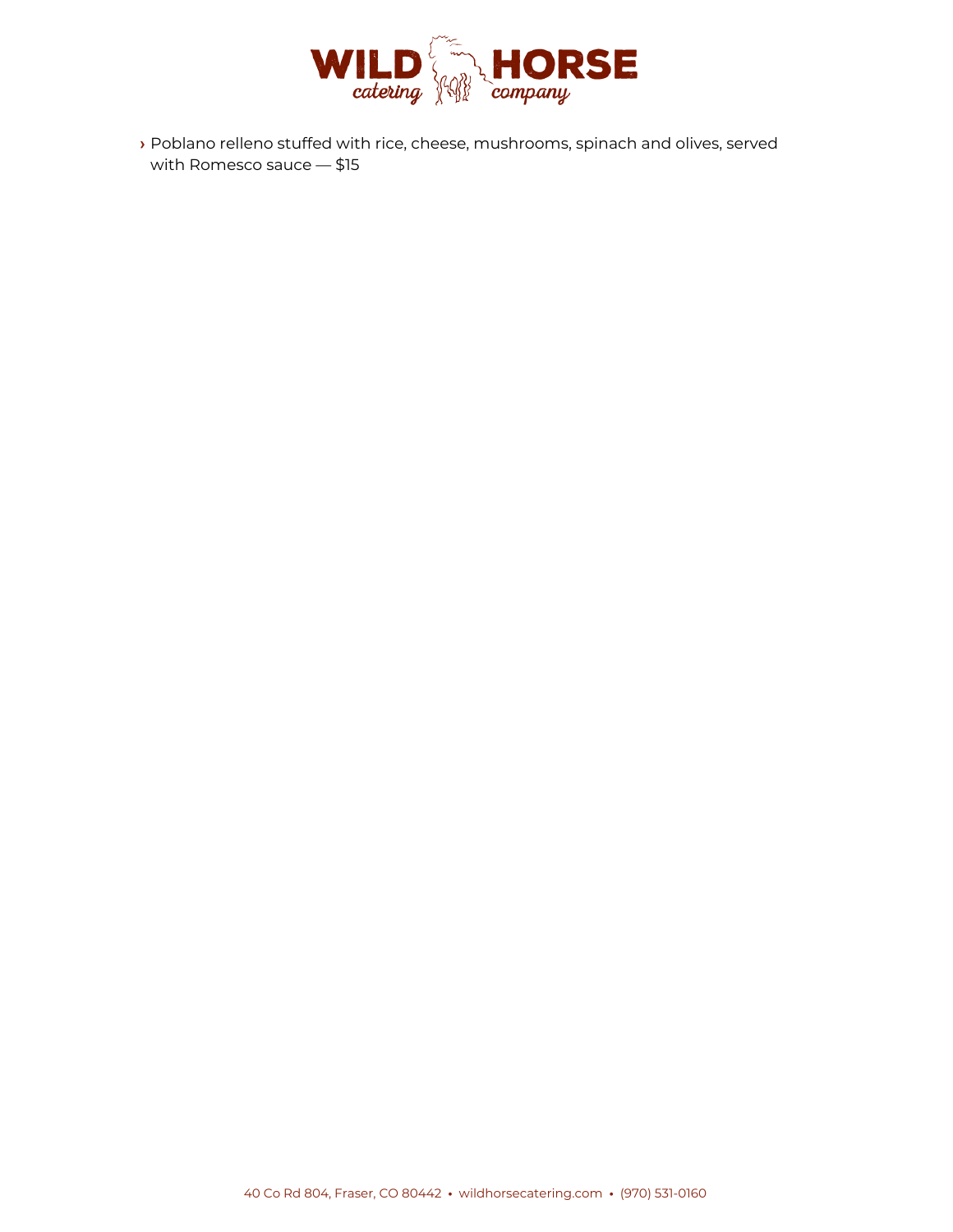- Poblano relleno stuffed with rice, cheese, mushrooms, spinach and olives, served with Romesco sauce — $15